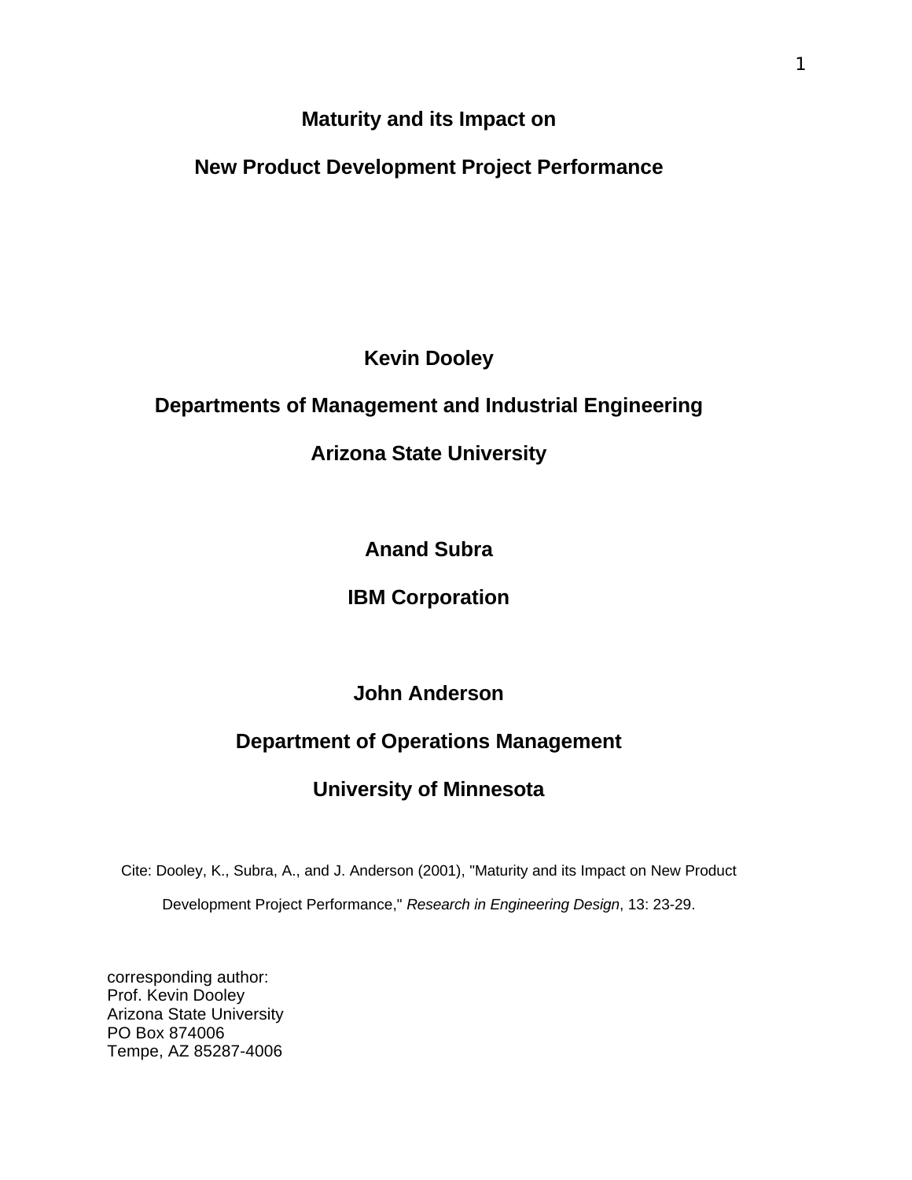# Maturity and its Impact on New Product Development Project Performance

**Kevin Dooley**

**Departments of Management and Industrial Engineering**

**Arizona State University**

**Anand Subra**

**IBM Corporation**

**John Anderson**

**Department of Operations Management**

**University of Minnesota**

Cite: Dooley, K., Subra, A., and J. Anderson (2001), "Maturity and its Impact on New Product Development Project Performance," *Research in Engineering Design*, 13: 23-29.

corresponding author:
Prof. Kevin Dooley
Arizona State University
PO Box 874006
Tempe, AZ 85287-4006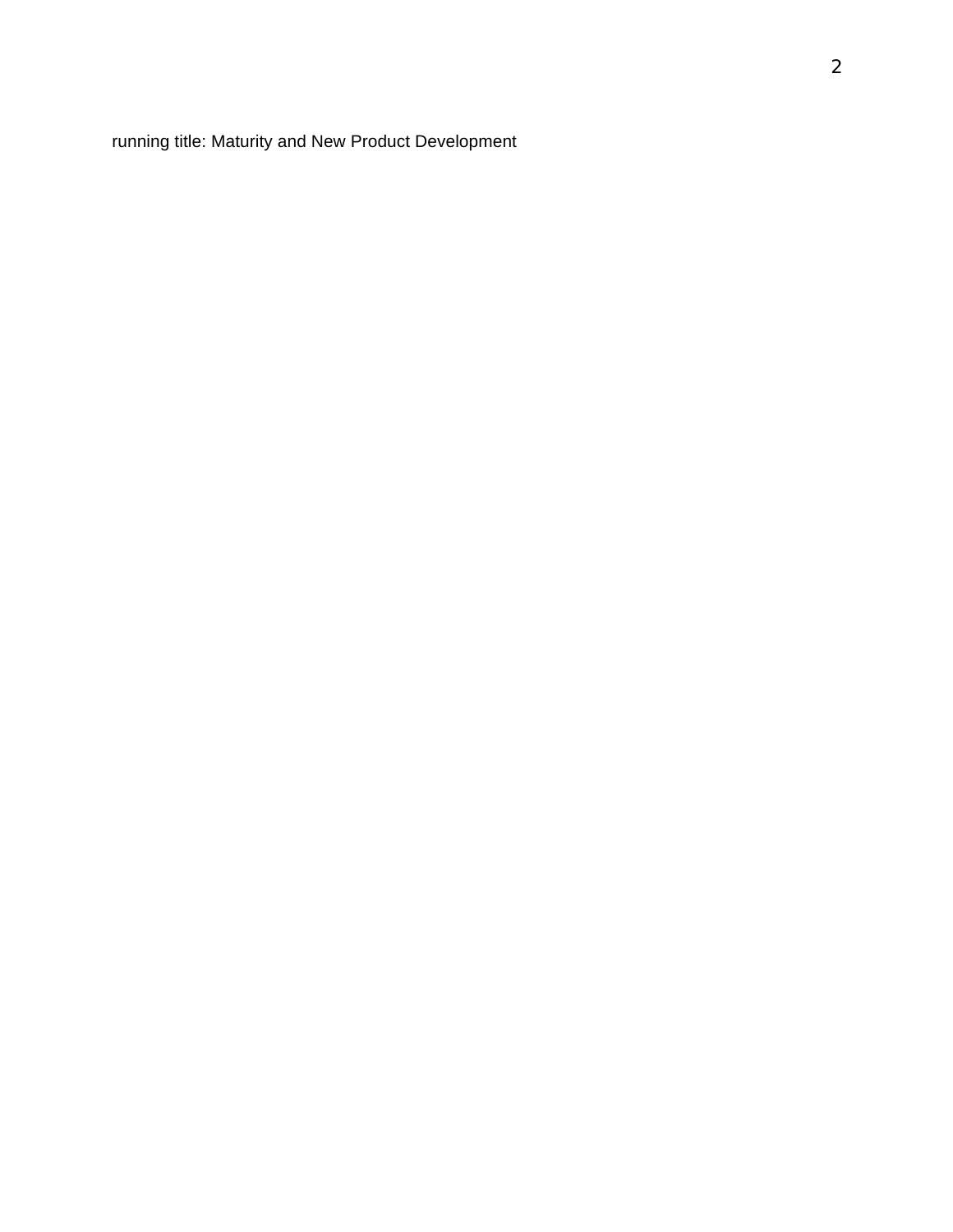running title: Maturity and New Product Development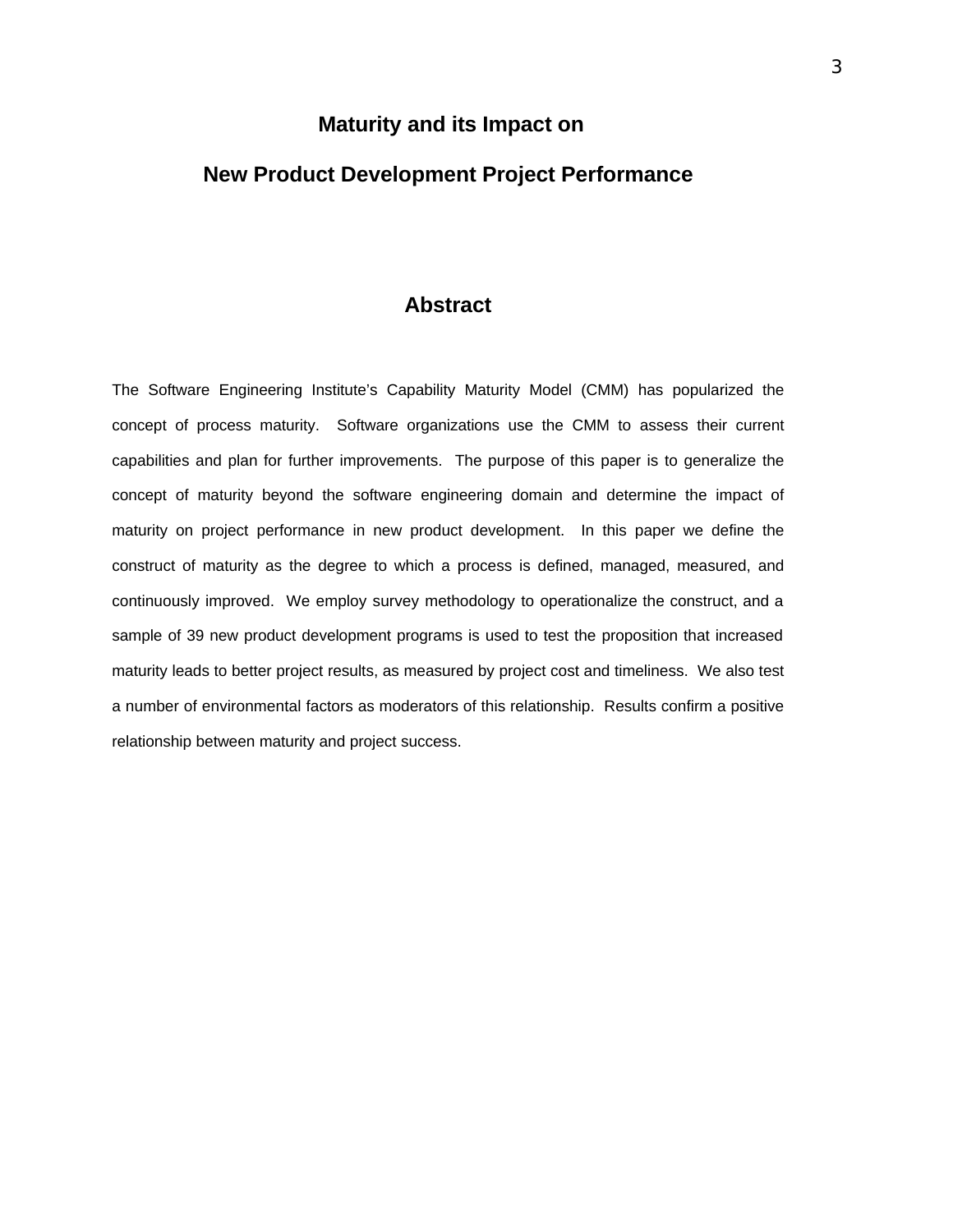# Maturity and its Impact on New Product Development Project Performance

## Abstract

The Software Engineering Institute's Capability Maturity Model (CMM) has popularized the concept of process maturity. Software organizations use the CMM to assess their current capabilities and plan for further improvements. The purpose of this paper is to generalize the concept of maturity beyond the software engineering domain and determine the impact of maturity on project performance in new product development. In this paper we define the construct of maturity as the degree to which a process is defined, managed, measured, and continuously improved. We employ survey methodology to operationalize the construct, and a sample of 39 new product development programs is used to test the proposition that increased maturity leads to better project results, as measured by project cost and timeliness. We also test a number of environmental factors as moderators of this relationship. Results confirm a positive relationship between maturity and project success.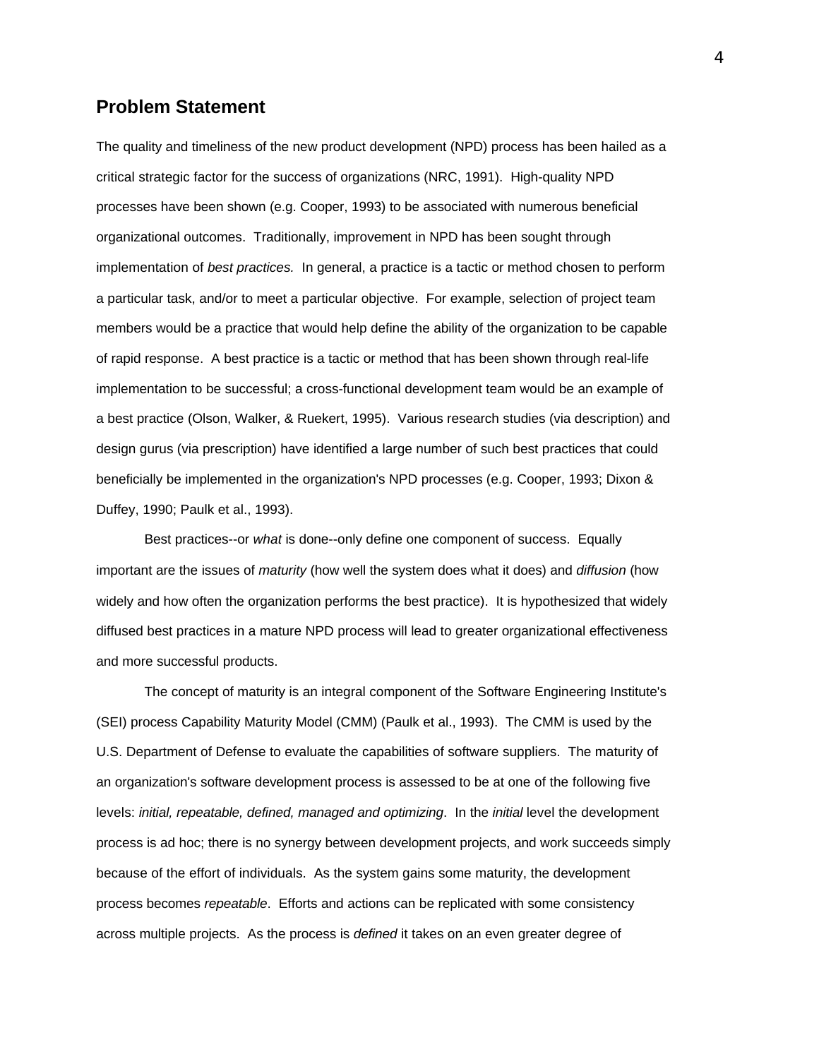## Problem Statement

The quality and timeliness of the new product development (NPD) process has been hailed as a critical strategic factor for the success of organizations (NRC, 1991). High-quality NPD processes have been shown (e.g. Cooper, 1993) to be associated with numerous beneficial organizational outcomes. Traditionally, improvement in NPD has been sought through implementation of *best practices.* In general, a practice is a tactic or method chosen to perform a particular task, and/or to meet a particular objective. For example, selection of project team members would be a practice that would help define the ability of the organization to be capable of rapid response. A best practice is a tactic or method that has been shown through real-life implementation to be successful; a cross-functional development team would be an example of a best practice (Olson, Walker, & Ruekert, 1995). Various research studies (via description) and design gurus (via prescription) have identified a large number of such best practices that could beneficially be implemented in the organization's NPD processes (e.g. Cooper, 1993; Dixon & Duffey, 1990; Paulk et al., 1993).

Best practices--or *what* is done--only define one component of success. Equally important are the issues of *maturity* (how well the system does what it does) and *diffusion* (how widely and how often the organization performs the best practice). It is hypothesized that widely diffused best practices in a mature NPD process will lead to greater organizational effectiveness and more successful products.

The concept of maturity is an integral component of the Software Engineering Institute's (SEI) process Capability Maturity Model (CMM) (Paulk et al., 1993). The CMM is used by the U.S. Department of Defense to evaluate the capabilities of software suppliers. The maturity of an organization's software development process is assessed to be at one of the following five levels: *initial, repeatable, defined, managed and optimizing*. In the *initial* level the development process is ad hoc; there is no synergy between development projects, and work succeeds simply because of the effort of individuals. As the system gains some maturity, the development process becomes *repeatable*. Efforts and actions can be replicated with some consistency across multiple projects. As the process is *defined* it takes on an even greater degree of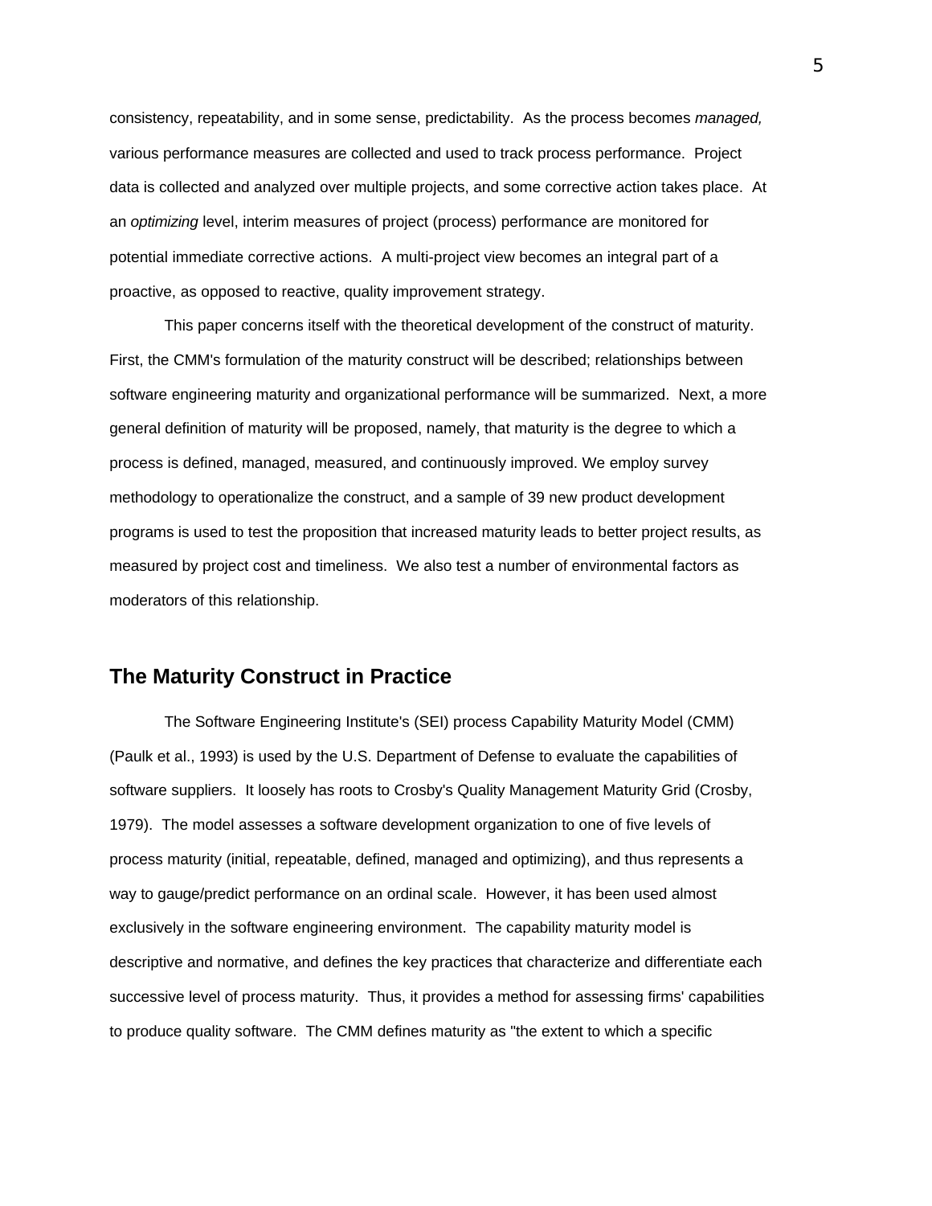consistency, repeatability, and in some sense, predictability. As the process becomes *managed,* various performance measures are collected and used to track process performance. Project data is collected and analyzed over multiple projects, and some corrective action takes place. At an *optimizing* level, interim measures of project (process) performance are monitored for potential immediate corrective actions. A multi-project view becomes an integral part of a proactive, as opposed to reactive, quality improvement strategy.

This paper concerns itself with the theoretical development of the construct of maturity. First, the CMM's formulation of the maturity construct will be described; relationships between software engineering maturity and organizational performance will be summarized. Next, a more general definition of maturity will be proposed, namely, that maturity is the degree to which a process is defined, managed, measured, and continuously improved. We employ survey methodology to operationalize the construct, and a sample of 39 new product development programs is used to test the proposition that increased maturity leads to better project results, as measured by project cost and timeliness. We also test a number of environmental factors as moderators of this relationship.

## The Maturity Construct in Practice

The Software Engineering Institute's (SEI) process Capability Maturity Model (CMM) (Paulk et al., 1993) is used by the U.S. Department of Defense to evaluate the capabilities of software suppliers. It loosely has roots to Crosby's Quality Management Maturity Grid (Crosby, 1979). The model assesses a software development organization to one of five levels of process maturity (initial, repeatable, defined, managed and optimizing), and thus represents a way to gauge/predict performance on an ordinal scale. However, it has been used almost exclusively in the software engineering environment. The capability maturity model is descriptive and normative, and defines the key practices that characterize and differentiate each successive level of process maturity. Thus, it provides a method for assessing firms' capabilities to produce quality software. The CMM defines maturity as "the extent to which a specific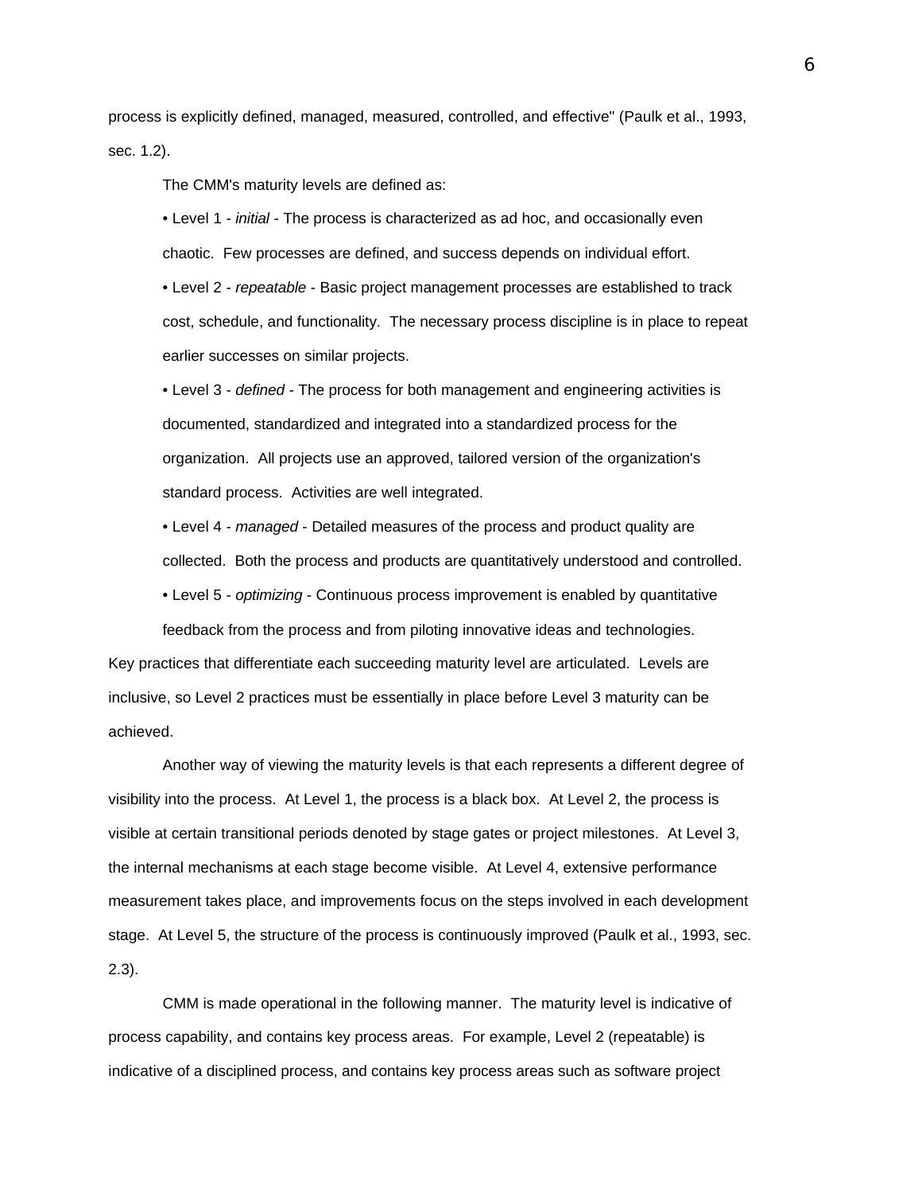process is explicitly defined, managed, measured, controlled, and effective" (Paulk et al., 1993, sec. 1.2).

The CMM's maturity levels are defined as:

- Level 1 - *initial* - The process is characterized as ad hoc, and occasionally even chaotic. Few processes are defined, and success depends on individual effort.
- Level 2 - *repeatable* - Basic project management processes are established to track cost, schedule, and functionality. The necessary process discipline is in place to repeat earlier successes on similar projects.
- Level 3 - *defined* - The process for both management and engineering activities is documented, standardized and integrated into a standardized process for the organization. All projects use an approved, tailored version of the organization's standard process. Activities are well integrated.
- Level 4 - *managed* - Detailed measures of the process and product quality are collected. Both the process and products are quantitatively understood and controlled.
- Level 5 - *optimizing* - Continuous process improvement is enabled by quantitative feedback from the process and from piloting innovative ideas and technologies.

Key practices that differentiate each succeeding maturity level are articulated. Levels are inclusive, so Level 2 practices must be essentially in place before Level 3 maturity can be achieved.

Another way of viewing the maturity levels is that each represents a different degree of visibility into the process. At Level 1, the process is a black box. At Level 2, the process is visible at certain transitional periods denoted by stage gates or project milestones. At Level 3, the internal mechanisms at each stage become visible. At Level 4, extensive performance measurement takes place, and improvements focus on the steps involved in each development stage. At Level 5, the structure of the process is continuously improved (Paulk et al., 1993, sec. 2.3).

CMM is made operational in the following manner. The maturity level is indicative of process capability, and contains key process areas. For example, Level 2 (repeatable) is indicative of a disciplined process, and contains key process areas such as software project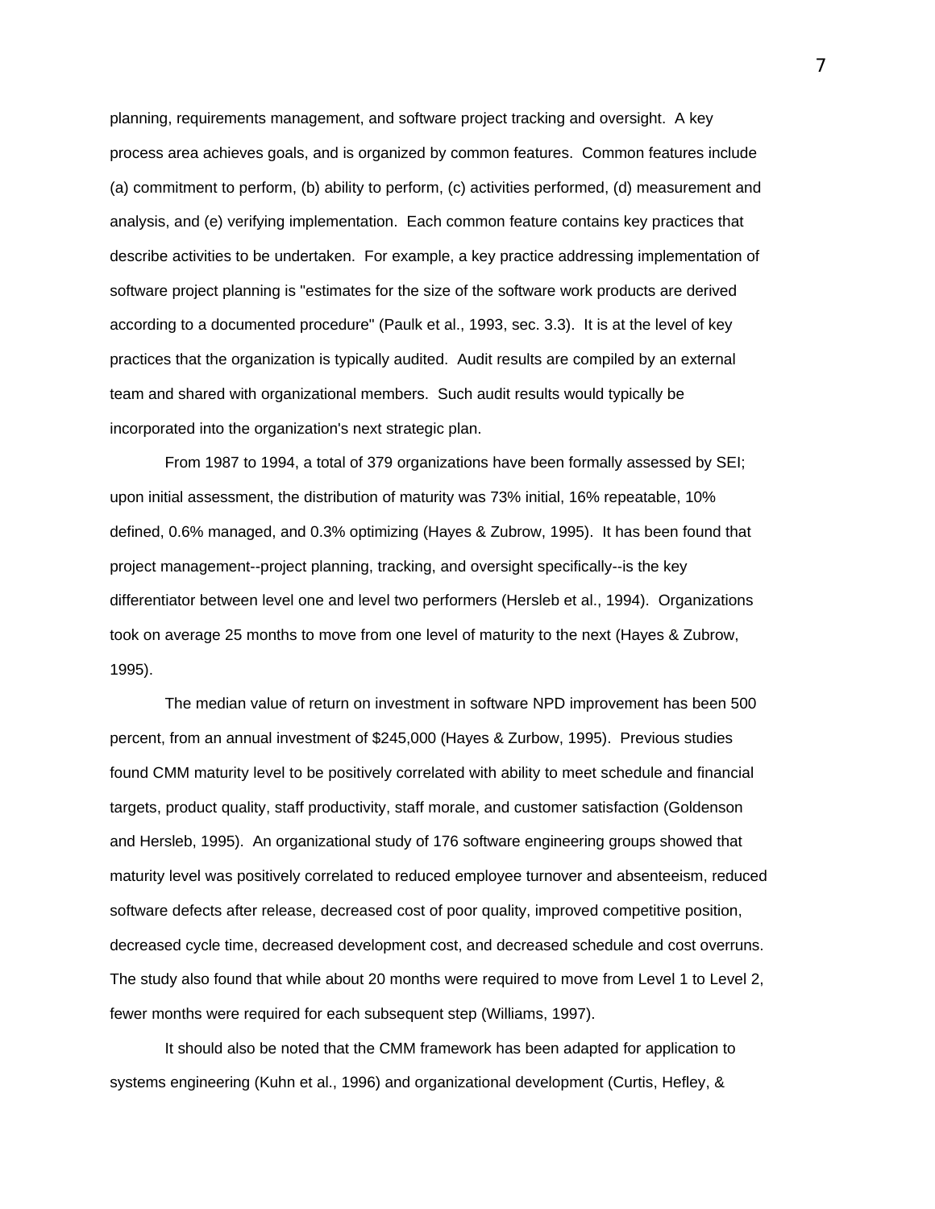planning, requirements management, and software project tracking and oversight. A key process area achieves goals, and is organized by common features. Common features include (a) commitment to perform, (b) ability to perform, (c) activities performed, (d) measurement and analysis, and (e) verifying implementation. Each common feature contains key practices that describe activities to be undertaken. For example, a key practice addressing implementation of software project planning is "estimates for the size of the software work products are derived according to a documented procedure" (Paulk et al., 1993, sec. 3.3). It is at the level of key practices that the organization is typically audited. Audit results are compiled by an external team and shared with organizational members. Such audit results would typically be incorporated into the organization's next strategic plan.

From 1987 to 1994, a total of 379 organizations have been formally assessed by SEI; upon initial assessment, the distribution of maturity was 73% initial, 16% repeatable, 10% defined, 0.6% managed, and 0.3% optimizing (Hayes & Zubrow, 1995). It has been found that project management--project planning, tracking, and oversight specifically--is the key differentiator between level one and level two performers (Hersleb et al., 1994). Organizations took on average 25 months to move from one level of maturity to the next (Hayes & Zubrow, 1995).

The median value of return on investment in software NPD improvement has been 500 percent, from an annual investment of $245,000 (Hayes & Zurbow, 1995). Previous studies found CMM maturity level to be positively correlated with ability to meet schedule and financial targets, product quality, staff productivity, staff morale, and customer satisfaction (Goldenson and Hersleb, 1995). An organizational study of 176 software engineering groups showed that maturity level was positively correlated to reduced employee turnover and absenteeism, reduced software defects after release, decreased cost of poor quality, improved competitive position, decreased cycle time, decreased development cost, and decreased schedule and cost overruns. The study also found that while about 20 months were required to move from Level 1 to Level 2, fewer months were required for each subsequent step (Williams, 1997).

It should also be noted that the CMM framework has been adapted for application to systems engineering (Kuhn et al., 1996) and organizational development (Curtis, Hefley, &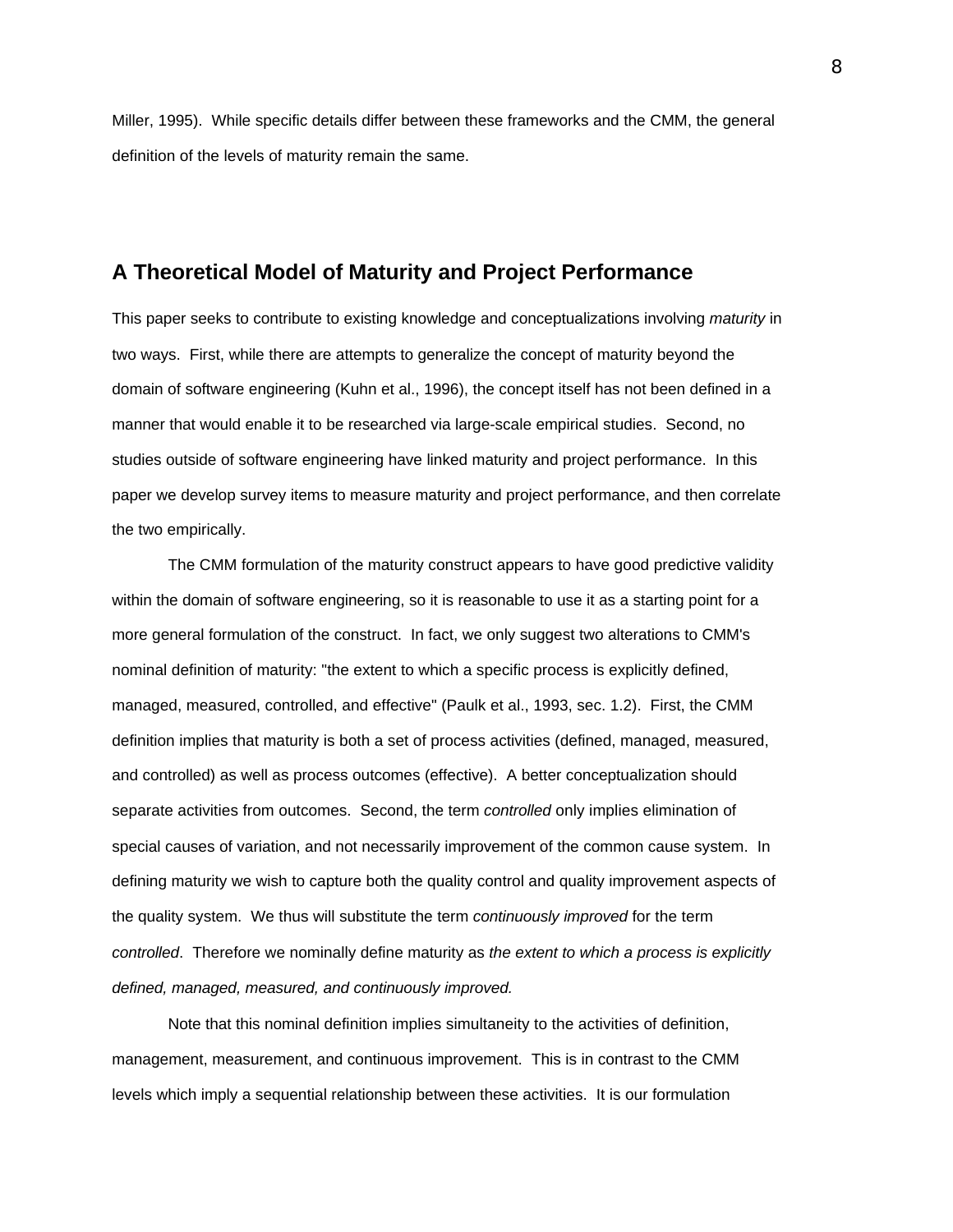Miller, 1995). While specific details differ between these frameworks and the CMM, the general definition of the levels of maturity remain the same.

## A Theoretical Model of Maturity and Project Performance

This paper seeks to contribute to existing knowledge and conceptualizations involving *maturity* in two ways. First, while there are attempts to generalize the concept of maturity beyond the domain of software engineering (Kuhn et al., 1996), the concept itself has not been defined in a manner that would enable it to be researched via large-scale empirical studies. Second, no studies outside of software engineering have linked maturity and project performance. In this paper we develop survey items to measure maturity and project performance, and then correlate the two empirically.

The CMM formulation of the maturity construct appears to have good predictive validity within the domain of software engineering, so it is reasonable to use it as a starting point for a more general formulation of the construct. In fact, we only suggest two alterations to CMM's nominal definition of maturity: "the extent to which a specific process is explicitly defined, managed, measured, controlled, and effective" (Paulk et al., 1993, sec. 1.2). First, the CMM definition implies that maturity is both a set of process activities (defined, managed, measured, and controlled) as well as process outcomes (effective). A better conceptualization should separate activities from outcomes. Second, the term *controlled* only implies elimination of special causes of variation, and not necessarily improvement of the common cause system. In defining maturity we wish to capture both the quality control and quality improvement aspects of the quality system. We thus will substitute the term *continuously improved* for the term *controlled*. Therefore we nominally define maturity as *the extent to which a process is explicitly defined, managed, measured, and continuously improved.*

Note that this nominal definition implies simultaneity to the activities of definition, management, measurement, and continuous improvement. This is in contrast to the CMM levels which imply a sequential relationship between these activities. It is our formulation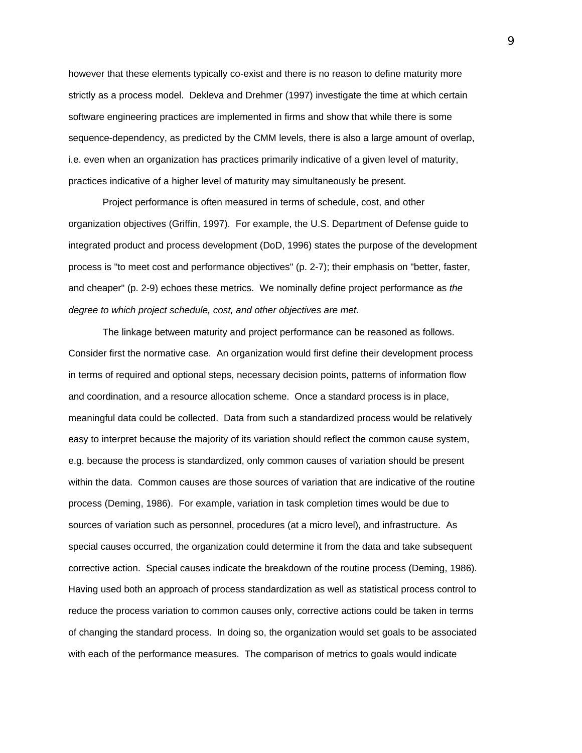however that these elements typically co-exist and there is no reason to define maturity more strictly as a process model. Dekleva and Drehmer (1997) investigate the time at which certain software engineering practices are implemented in firms and show that while there is some sequence-dependency, as predicted by the CMM levels, there is also a large amount of overlap, i.e. even when an organization has practices primarily indicative of a given level of maturity, practices indicative of a higher level of maturity may simultaneously be present.

Project performance is often measured in terms of schedule, cost, and other organization objectives (Griffin, 1997). For example, the U.S. Department of Defense guide to integrated product and process development (DoD, 1996) states the purpose of the development process is "to meet cost and performance objectives" (p. 2-7); their emphasis on "better, faster, and cheaper" (p. 2-9) echoes these metrics. We nominally define project performance as *the degree to which project schedule, cost, and other objectives are met.*

The linkage between maturity and project performance can be reasoned as follows. Consider first the normative case. An organization would first define their development process in terms of required and optional steps, necessary decision points, patterns of information flow and coordination, and a resource allocation scheme. Once a standard process is in place, meaningful data could be collected. Data from such a standardized process would be relatively easy to interpret because the majority of its variation should reflect the common cause system, e.g. because the process is standardized, only common causes of variation should be present within the data. Common causes are those sources of variation that are indicative of the routine process (Deming, 1986). For example, variation in task completion times would be due to sources of variation such as personnel, procedures (at a micro level), and infrastructure. As special causes occurred, the organization could determine it from the data and take subsequent corrective action. Special causes indicate the breakdown of the routine process (Deming, 1986). Having used both an approach of process standardization as well as statistical process control to reduce the process variation to common causes only, corrective actions could be taken in terms of changing the standard process. In doing so, the organization would set goals to be associated with each of the performance measures. The comparison of metrics to goals would indicate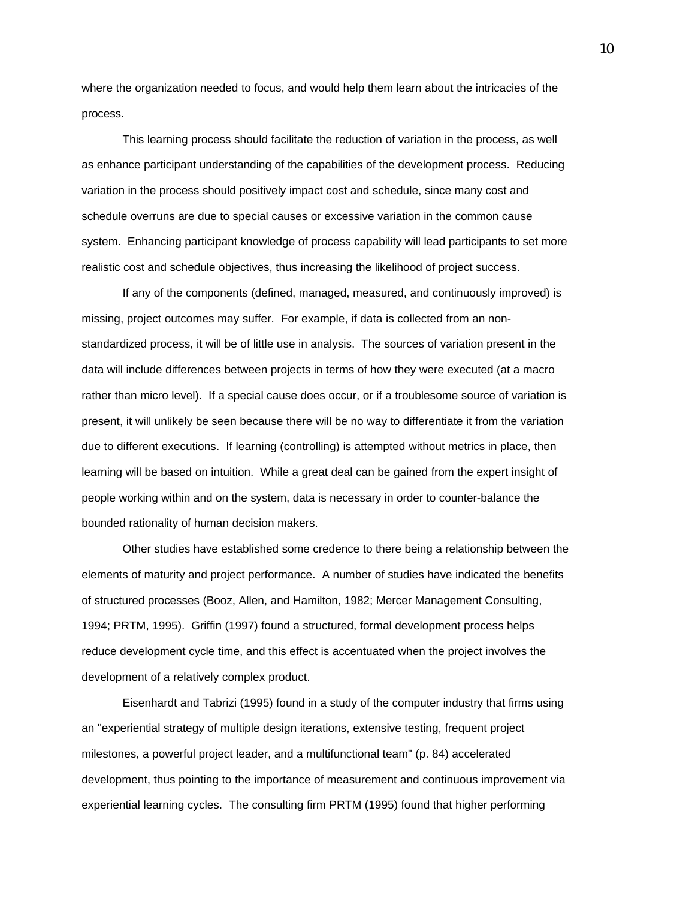where the organization needed to focus, and would help them learn about the intricacies of the process.

This learning process should facilitate the reduction of variation in the process, as well as enhance participant understanding of the capabilities of the development process. Reducing variation in the process should positively impact cost and schedule, since many cost and schedule overruns are due to special causes or excessive variation in the common cause system. Enhancing participant knowledge of process capability will lead participants to set more realistic cost and schedule objectives, thus increasing the likelihood of project success.

If any of the components (defined, managed, measured, and continuously improved) is missing, project outcomes may suffer. For example, if data is collected from an non-standardized process, it will be of little use in analysis. The sources of variation present in the data will include differences between projects in terms of how they were executed (at a macro rather than micro level). If a special cause does occur, or if a troublesome source of variation is present, it will unlikely be seen because there will be no way to differentiate it from the variation due to different executions. If learning (controlling) is attempted without metrics in place, then learning will be based on intuition. While a great deal can be gained from the expert insight of people working within and on the system, data is necessary in order to counter-balance the bounded rationality of human decision makers.

Other studies have established some credence to there being a relationship between the elements of maturity and project performance. A number of studies have indicated the benefits of structured processes (Booz, Allen, and Hamilton, 1982; Mercer Management Consulting, 1994; PRTM, 1995). Griffin (1997) found a structured, formal development process helps reduce development cycle time, and this effect is accentuated when the project involves the development of a relatively complex product.

Eisenhardt and Tabrizi (1995) found in a study of the computer industry that firms using an "experiential strategy of multiple design iterations, extensive testing, frequent project milestones, a powerful project leader, and a multifunctional team" (p. 84) accelerated development, thus pointing to the importance of measurement and continuous improvement via experiential learning cycles. The consulting firm PRTM (1995) found that higher performing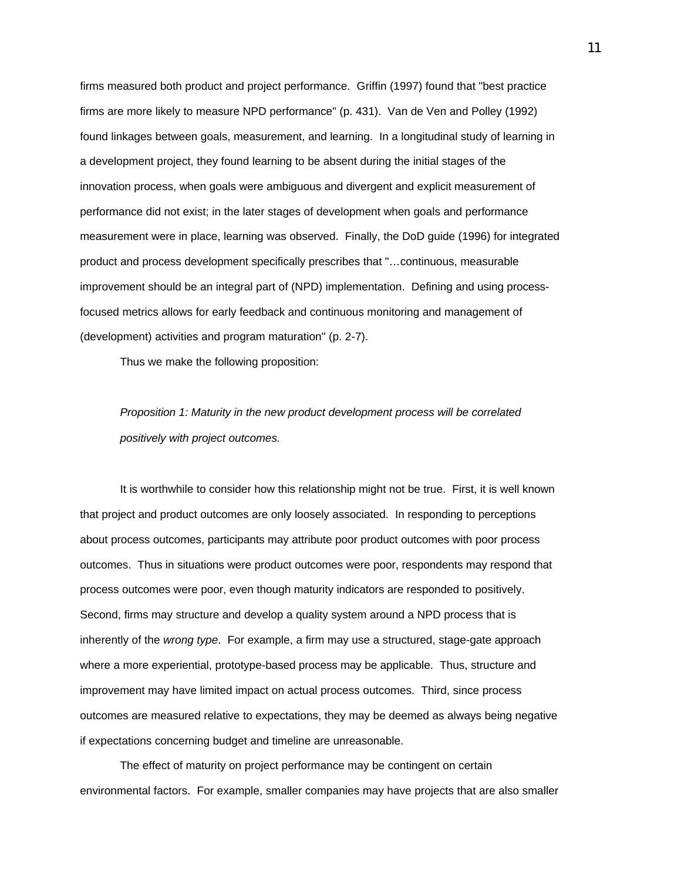firms measured both product and project performance. Griffin (1997) found that "best practice firms are more likely to measure NPD performance" (p. 431). Van de Ven and Polley (1992) found linkages between goals, measurement, and learning. In a longitudinal study of learning in a development project, they found learning to be absent during the initial stages of the innovation process, when goals were ambiguous and divergent and explicit measurement of performance did not exist; in the later stages of development when goals and performance measurement were in place, learning was observed. Finally, the DoD guide (1996) for integrated product and process development specifically prescribes that "…continuous, measurable improvement should be an integral part of (NPD) implementation. Defining and using process-focused metrics allows for early feedback and continuous monitoring and management of (development) activities and program maturation" (p. 2-7).

Thus we make the following proposition:

*Proposition 1: Maturity in the new product development process will be correlated positively with project outcomes.*

It is worthwhile to consider how this relationship might not be true. First, it is well known that project and product outcomes are only loosely associated. In responding to perceptions about process outcomes, participants may attribute poor product outcomes with poor process outcomes. Thus in situations were product outcomes were poor, respondents may respond that process outcomes were poor, even though maturity indicators are responded to positively. Second, firms may structure and develop a quality system around a NPD process that is inherently of the *wrong type*. For example, a firm may use a structured, stage-gate approach where a more experiential, prototype-based process may be applicable. Thus, structure and improvement may have limited impact on actual process outcomes. Third, since process outcomes are measured relative to expectations, they may be deemed as always being negative if expectations concerning budget and timeline are unreasonable.

The effect of maturity on project performance may be contingent on certain environmental factors. For example, smaller companies may have projects that are also smaller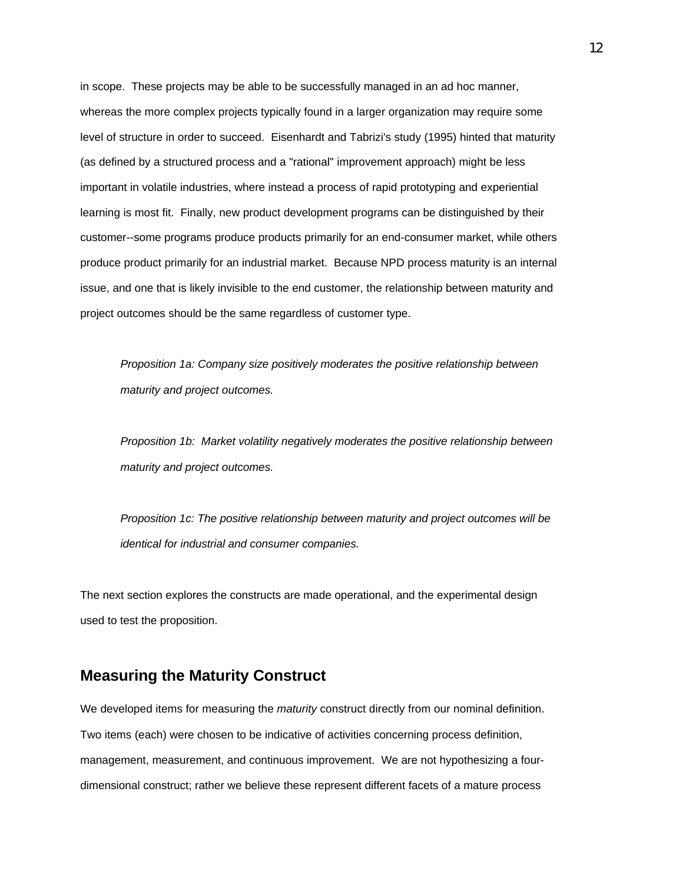in scope. These projects may be able to be successfully managed in an ad hoc manner, whereas the more complex projects typically found in a larger organization may require some level of structure in order to succeed. Eisenhardt and Tabrizi's study (1995) hinted that maturity (as defined by a structured process and a "rational" improvement approach) might be less important in volatile industries, where instead a process of rapid prototyping and experiential learning is most fit. Finally, new product development programs can be distinguished by their customer--some programs produce products primarily for an end-consumer market, while others produce product primarily for an industrial market. Because NPD process maturity is an internal issue, and one that is likely invisible to the end customer, the relationship between maturity and project outcomes should be the same regardless of customer type.

> *Proposition 1a: Company size positively moderates the positive relationship between maturity and project outcomes.*

> *Proposition 1b: Market volatility negatively moderates the positive relationship between maturity and project outcomes.*

> *Proposition 1c: The positive relationship between maturity and project outcomes will be identical for industrial and consumer companies.*

The next section explores the constructs are made operational, and the experimental design used to test the proposition.

## Measuring the Maturity Construct

We developed items for measuring the *maturity* construct directly from our nominal definition. Two items (each) were chosen to be indicative of activities concerning process definition, management, measurement, and continuous improvement. We are not hypothesizing a four-dimensional construct; rather we believe these represent different facets of a mature process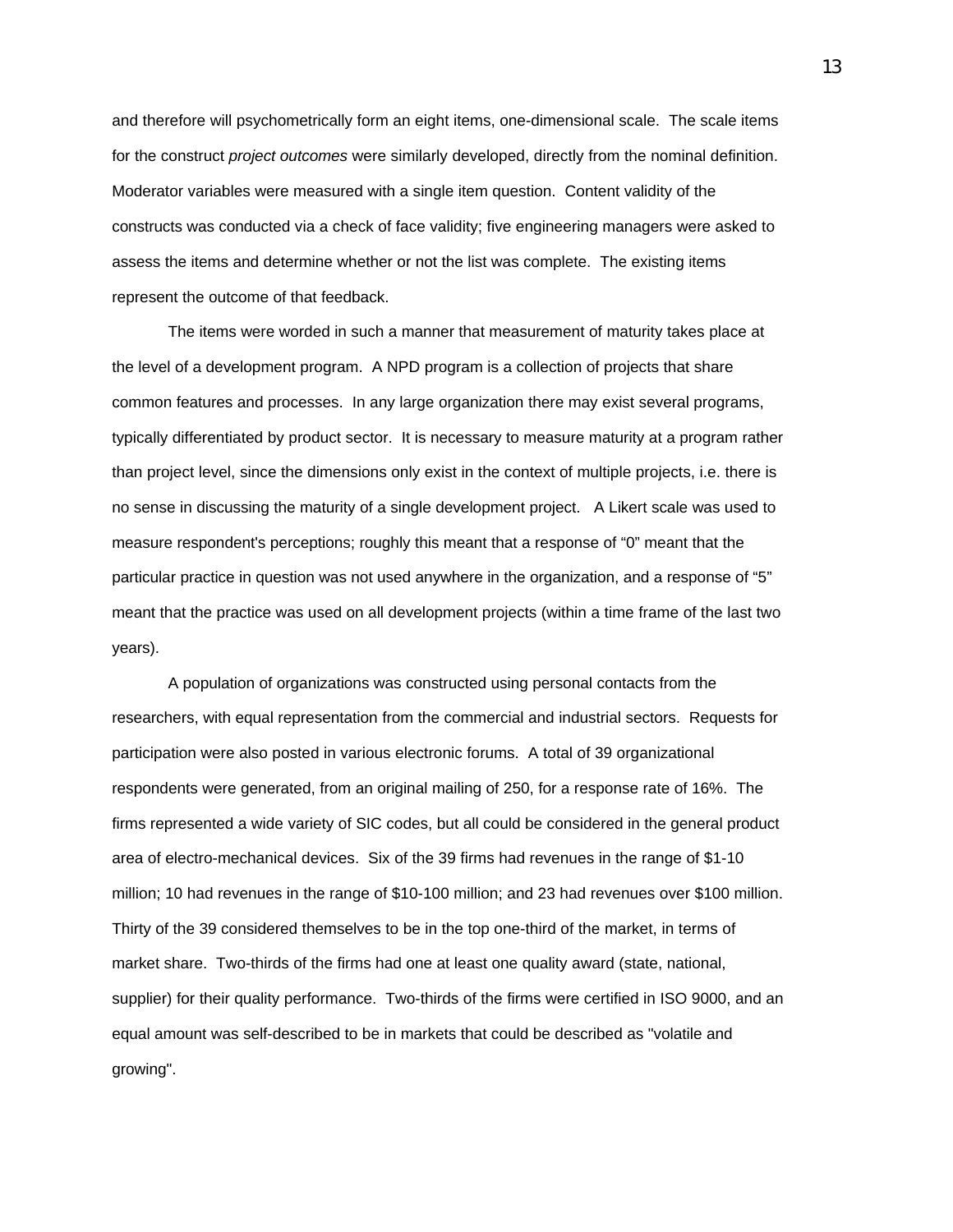and therefore will psychometrically form an eight items, one-dimensional scale. The scale items for the construct *project outcomes* were similarly developed, directly from the nominal definition. Moderator variables were measured with a single item question. Content validity of the constructs was conducted via a check of face validity; five engineering managers were asked to assess the items and determine whether or not the list was complete. The existing items represent the outcome of that feedback.

The items were worded in such a manner that measurement of maturity takes place at the level of a development program. A NPD program is a collection of projects that share common features and processes. In any large organization there may exist several programs, typically differentiated by product sector. It is necessary to measure maturity at a program rather than project level, since the dimensions only exist in the context of multiple projects, i.e. there is no sense in discussing the maturity of a single development project. A Likert scale was used to measure respondent's perceptions; roughly this meant that a response of "0" meant that the particular practice in question was not used anywhere in the organization, and a response of "5" meant that the practice was used on all development projects (within a time frame of the last two years).

A population of organizations was constructed using personal contacts from the researchers, with equal representation from the commercial and industrial sectors. Requests for participation were also posted in various electronic forums. A total of 39 organizational respondents were generated, from an original mailing of 250, for a response rate of 16%. The firms represented a wide variety of SIC codes, but all could be considered in the general product area of electro-mechanical devices. Six of the 39 firms had revenues in the range of $1-10 million; 10 had revenues in the range of $10-100 million; and 23 had revenues over $100 million. Thirty of the 39 considered themselves to be in the top one-third of the market, in terms of market share. Two-thirds of the firms had one at least one quality award (state, national, supplier) for their quality performance. Two-thirds of the firms were certified in ISO 9000, and an equal amount was self-described to be in markets that could be described as "volatile and growing".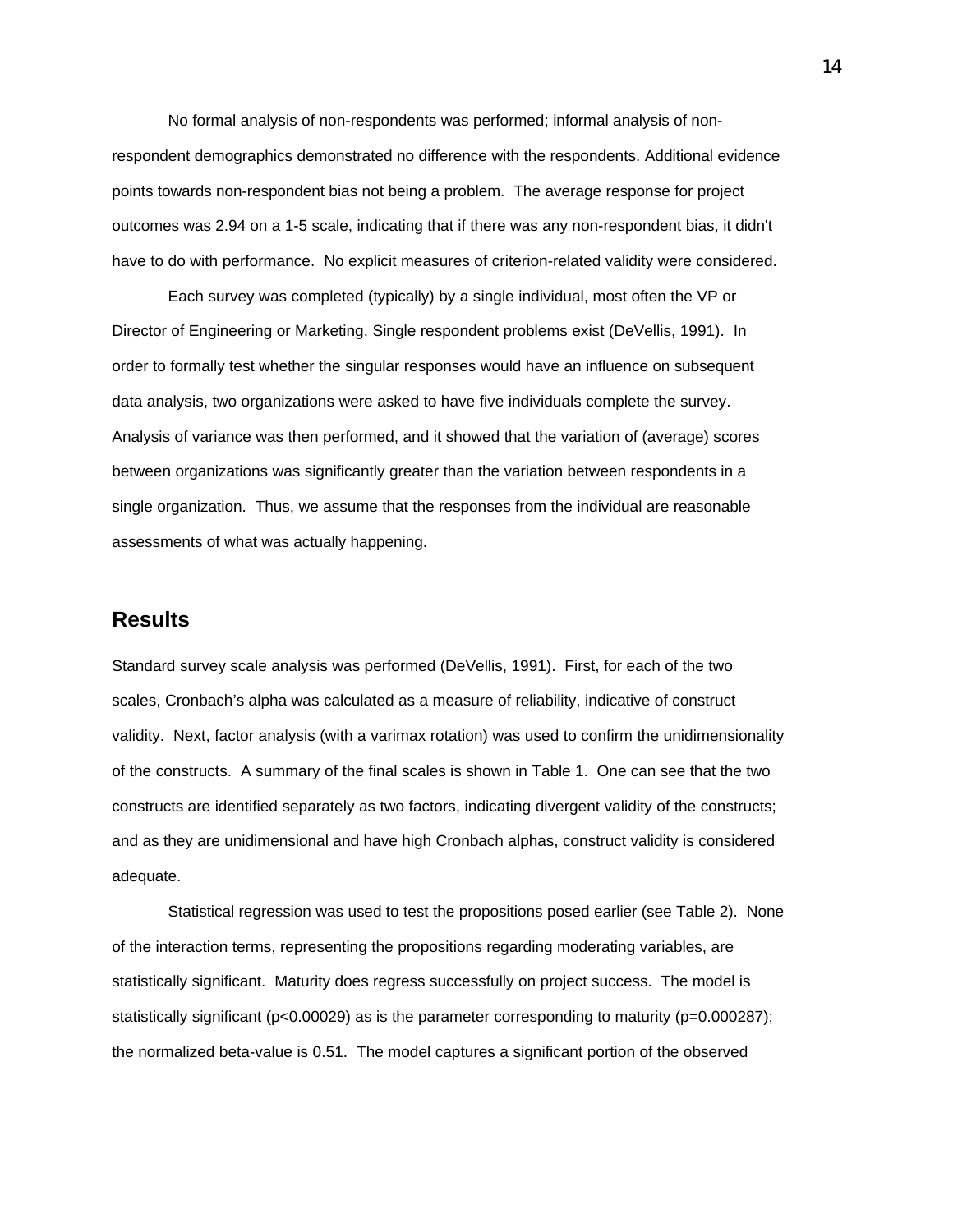No formal analysis of non-respondents was performed; informal analysis of non-respondent demographics demonstrated no difference with the respondents. Additional evidence points towards non-respondent bias not being a problem. The average response for project outcomes was 2.94 on a 1-5 scale, indicating that if there was any non-respondent bias, it didn't have to do with performance. No explicit measures of criterion-related validity were considered.

Each survey was completed (typically) by a single individual, most often the VP or Director of Engineering or Marketing. Single respondent problems exist (DeVellis, 1991). In order to formally test whether the singular responses would have an influence on subsequent data analysis, two organizations were asked to have five individuals complete the survey. Analysis of variance was then performed, and it showed that the variation of (average) scores between organizations was significantly greater than the variation between respondents in a single organization. Thus, we assume that the responses from the individual are reasonable assessments of what was actually happening.

## Results

Standard survey scale analysis was performed (DeVellis, 1991). First, for each of the two scales, Cronbach's alpha was calculated as a measure of reliability, indicative of construct validity. Next, factor analysis (with a varimax rotation) was used to confirm the unidimensionality of the constructs. A summary of the final scales is shown in Table 1. One can see that the two constructs are identified separately as two factors, indicating divergent validity of the constructs; and as they are unidimensional and have high Cronbach alphas, construct validity is considered adequate.

Statistical regression was used to test the propositions posed earlier (see Table 2). None of the interaction terms, representing the propositions regarding moderating variables, are statistically significant. Maturity does regress successfully on project success. The model is statistically significant ($p<0.00029$) as is the parameter corresponding to maturity ($p=0.000287$); the normalized beta-value is 0.51. The model captures a significant portion of the observed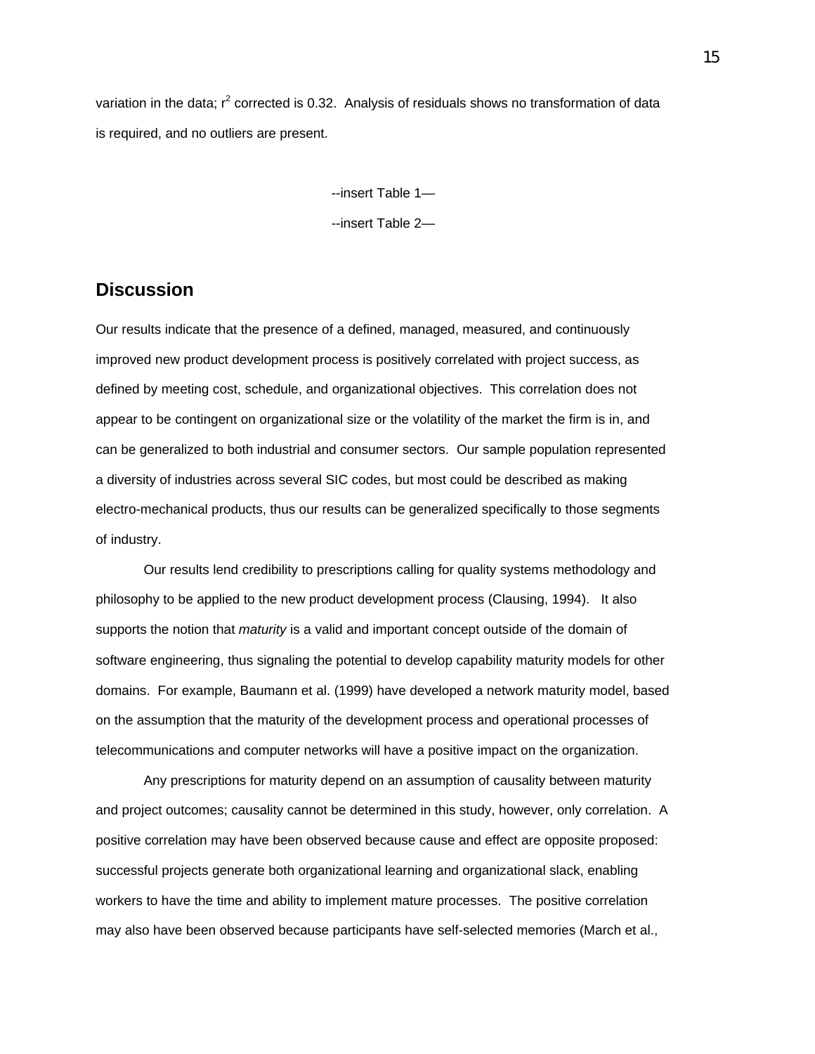variation in the data; $r^2$ corrected is 0.32. Analysis of residuals shows no transformation of data is required, and no outliers are present.

--insert Table 1—

--insert Table 2—

## Discussion

Our results indicate that the presence of a defined, managed, measured, and continuously improved new product development process is positively correlated with project success, as defined by meeting cost, schedule, and organizational objectives. This correlation does not appear to be contingent on organizational size or the volatility of the market the firm is in, and can be generalized to both industrial and consumer sectors. Our sample population represented a diversity of industries across several SIC codes, but most could be described as making electro-mechanical products, thus our results can be generalized specifically to those segments of industry.

Our results lend credibility to prescriptions calling for quality systems methodology and philosophy to be applied to the new product development process (Clausing, 1994). It also supports the notion that *maturity* is a valid and important concept outside of the domain of software engineering, thus signaling the potential to develop capability maturity models for other domains. For example, Baumann et al. (1999) have developed a network maturity model, based on the assumption that the maturity of the development process and operational processes of telecommunications and computer networks will have a positive impact on the organization.

Any prescriptions for maturity depend on an assumption of causality between maturity and project outcomes; causality cannot be determined in this study, however, only correlation. A positive correlation may have been observed because cause and effect are opposite proposed: successful projects generate both organizational learning and organizational slack, enabling workers to have the time and ability to implement mature processes. The positive correlation may also have been observed because participants have self-selected memories (March et al.,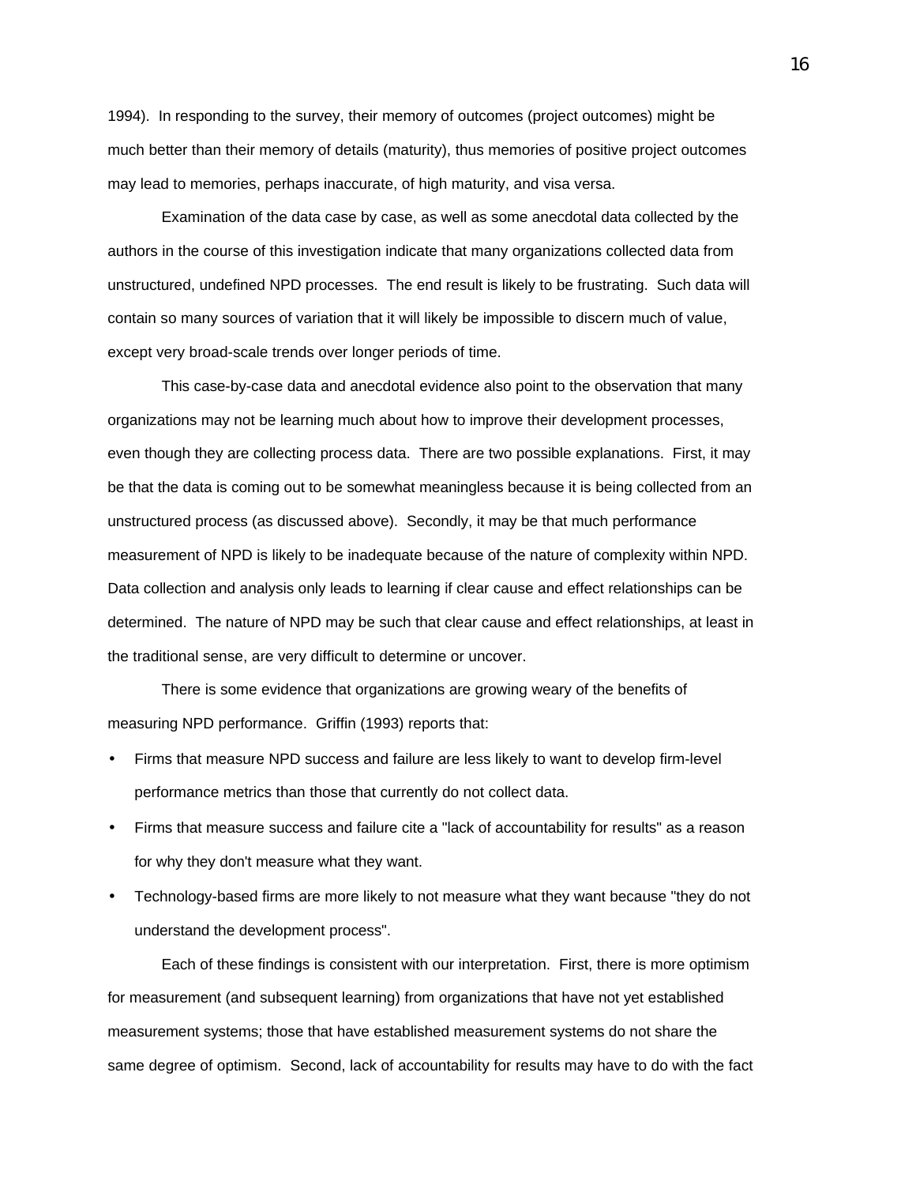1994). In responding to the survey, their memory of outcomes (project outcomes) might be much better than their memory of details (maturity), thus memories of positive project outcomes may lead to memories, perhaps inaccurate, of high maturity, and visa versa.

Examination of the data case by case, as well as some anecdotal data collected by the authors in the course of this investigation indicate that many organizations collected data from unstructured, undefined NPD processes. The end result is likely to be frustrating. Such data will contain so many sources of variation that it will likely be impossible to discern much of value, except very broad-scale trends over longer periods of time.

This case-by-case data and anecdotal evidence also point to the observation that many organizations may not be learning much about how to improve their development processes, even though they are collecting process data. There are two possible explanations. First, it may be that the data is coming out to be somewhat meaningless because it is being collected from an unstructured process (as discussed above). Secondly, it may be that much performance measurement of NPD is likely to be inadequate because of the nature of complexity within NPD. Data collection and analysis only leads to learning if clear cause and effect relationships can be determined. The nature of NPD may be such that clear cause and effect relationships, at least in the traditional sense, are very difficult to determine or uncover.

There is some evidence that organizations are growing weary of the benefits of measuring NPD performance. Griffin (1993) reports that:

- Firms that measure NPD success and failure are less likely to want to develop firm-level performance metrics than those that currently do not collect data.
- Firms that measure success and failure cite a "lack of accountability for results" as a reason for why they don't measure what they want.
- Technology-based firms are more likely to not measure what they want because "they do not understand the development process".

Each of these findings is consistent with our interpretation. First, there is more optimism for measurement (and subsequent learning) from organizations that have not yet established measurement systems; those that have established measurement systems do not share the same degree of optimism. Second, lack of accountability for results may have to do with the fact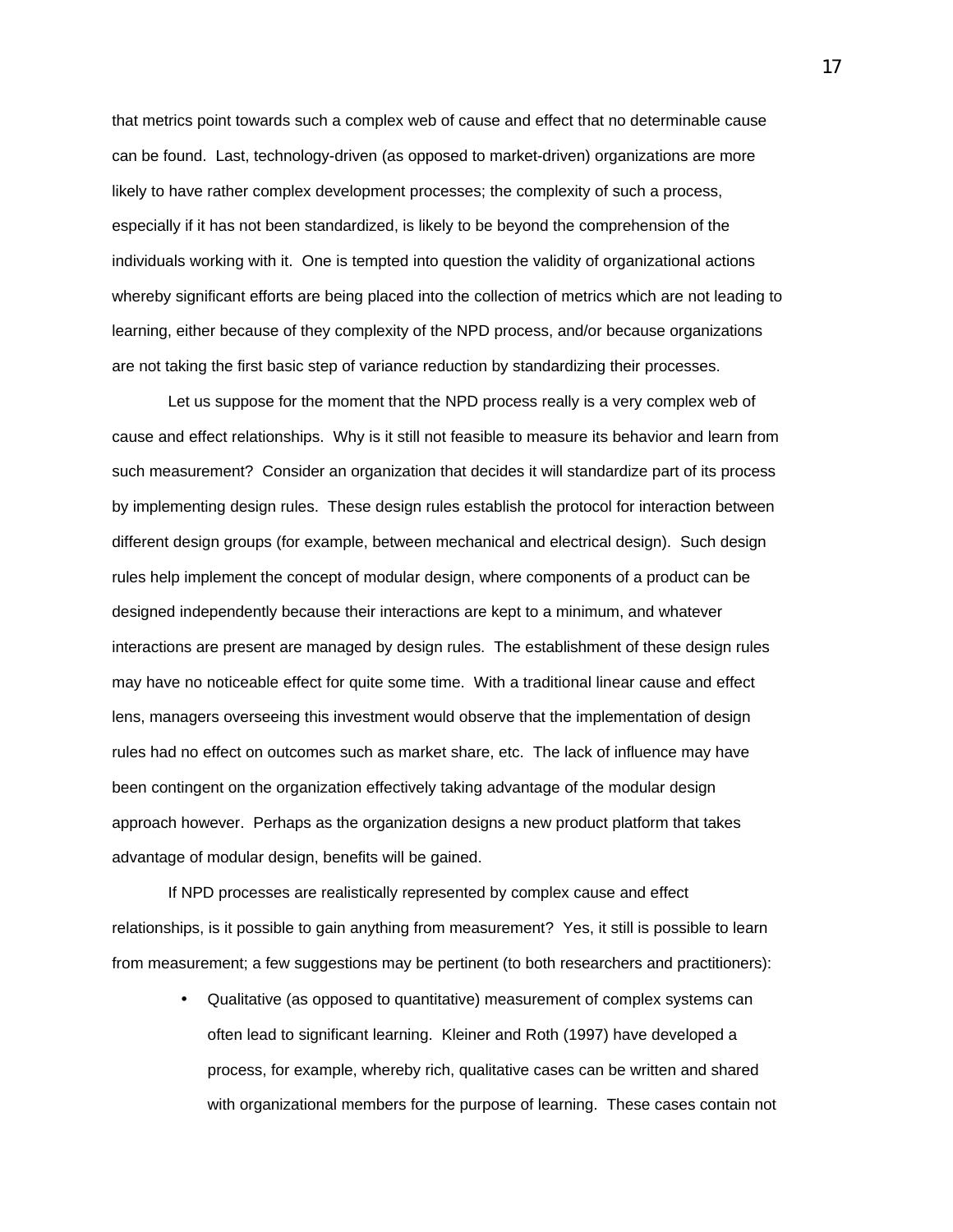that metrics point towards such a complex web of cause and effect that no determinable cause can be found. Last, technology-driven (as opposed to market-driven) organizations are more likely to have rather complex development processes; the complexity of such a process, especially if it has not been standardized, is likely to be beyond the comprehension of the individuals working with it. One is tempted into question the validity of organizational actions whereby significant efforts are being placed into the collection of metrics which are not leading to learning, either because of they complexity of the NPD process, and/or because organizations are not taking the first basic step of variance reduction by standardizing their processes.

Let us suppose for the moment that the NPD process really is a very complex web of cause and effect relationships. Why is it still not feasible to measure its behavior and learn from such measurement? Consider an organization that decides it will standardize part of its process by implementing design rules. These design rules establish the protocol for interaction between different design groups (for example, between mechanical and electrical design). Such design rules help implement the concept of modular design, where components of a product can be designed independently because their interactions are kept to a minimum, and whatever interactions are present are managed by design rules. The establishment of these design rules may have no noticeable effect for quite some time. With a traditional linear cause and effect lens, managers overseeing this investment would observe that the implementation of design rules had no effect on outcomes such as market share, etc. The lack of influence may have been contingent on the organization effectively taking advantage of the modular design approach however. Perhaps as the organization designs a new product platform that takes advantage of modular design, benefits will be gained.

If NPD processes are realistically represented by complex cause and effect relationships, is it possible to gain anything from measurement? Yes, it still is possible to learn from measurement; a few suggestions may be pertinent (to both researchers and practitioners):

- Qualitative (as opposed to quantitative) measurement of complex systems can often lead to significant learning. Kleiner and Roth (1997) have developed a process, for example, whereby rich, qualitative cases can be written and shared with organizational members for the purpose of learning. These cases contain not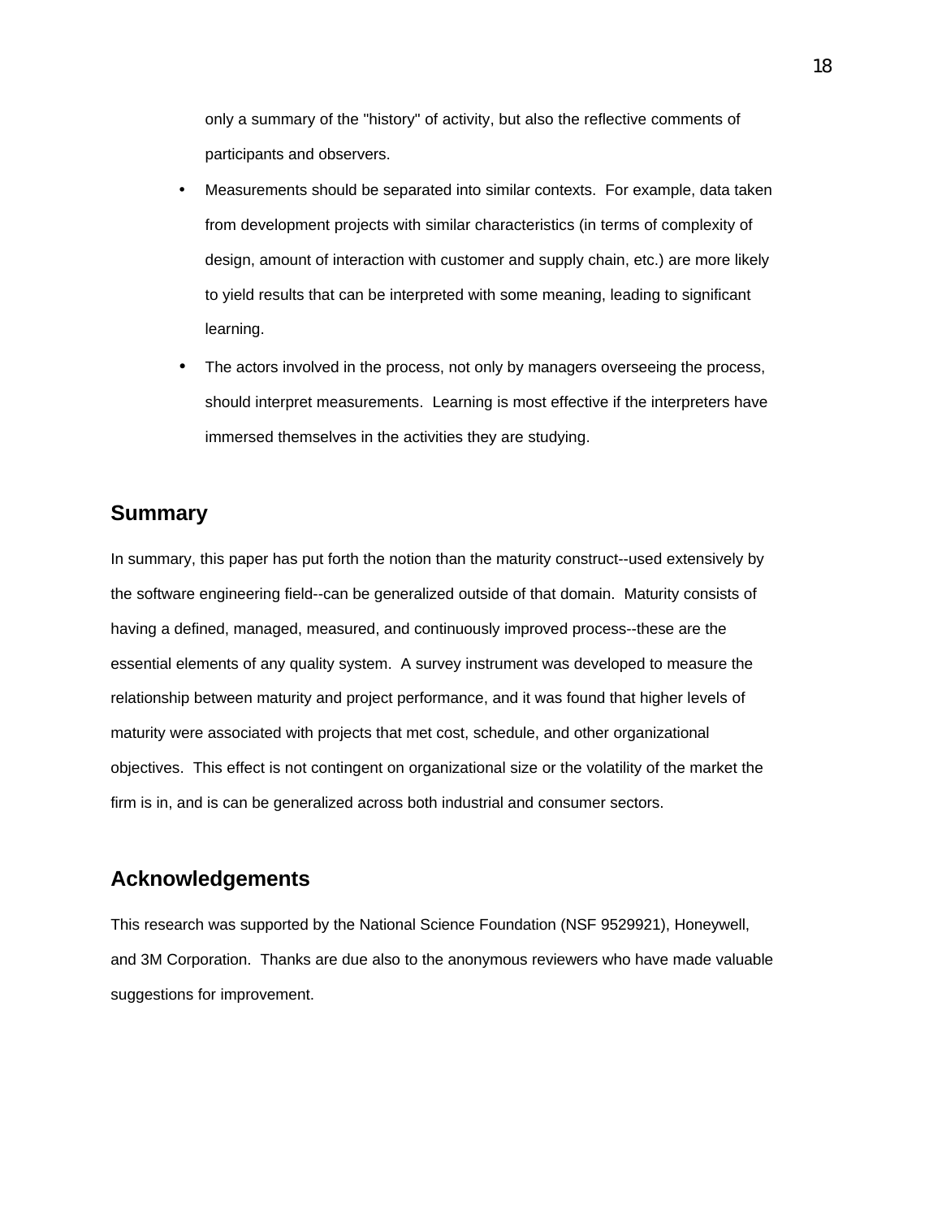only a summary of the "history" of activity, but also the reflective comments of participants and observers.

- Measurements should be separated into similar contexts. For example, data taken from development projects with similar characteristics (in terms of complexity of design, amount of interaction with customer and supply chain, etc.) are more likely to yield results that can be interpreted with some meaning, leading to significant learning.
- The actors involved in the process, not only by managers overseeing the process, should interpret measurements. Learning is most effective if the interpreters have immersed themselves in the activities they are studying.

## Summary

In summary, this paper has put forth the notion than the maturity construct--used extensively by the software engineering field--can be generalized outside of that domain. Maturity consists of having a defined, managed, measured, and continuously improved process--these are the essential elements of any quality system. A survey instrument was developed to measure the relationship between maturity and project performance, and it was found that higher levels of maturity were associated with projects that met cost, schedule, and other organizational objectives. This effect is not contingent on organizational size or the volatility of the market the firm is in, and is can be generalized across both industrial and consumer sectors.

## Acknowledgements

This research was supported by the National Science Foundation (NSF 9529921), Honeywell, and 3M Corporation. Thanks are due also to the anonymous reviewers who have made valuable suggestions for improvement.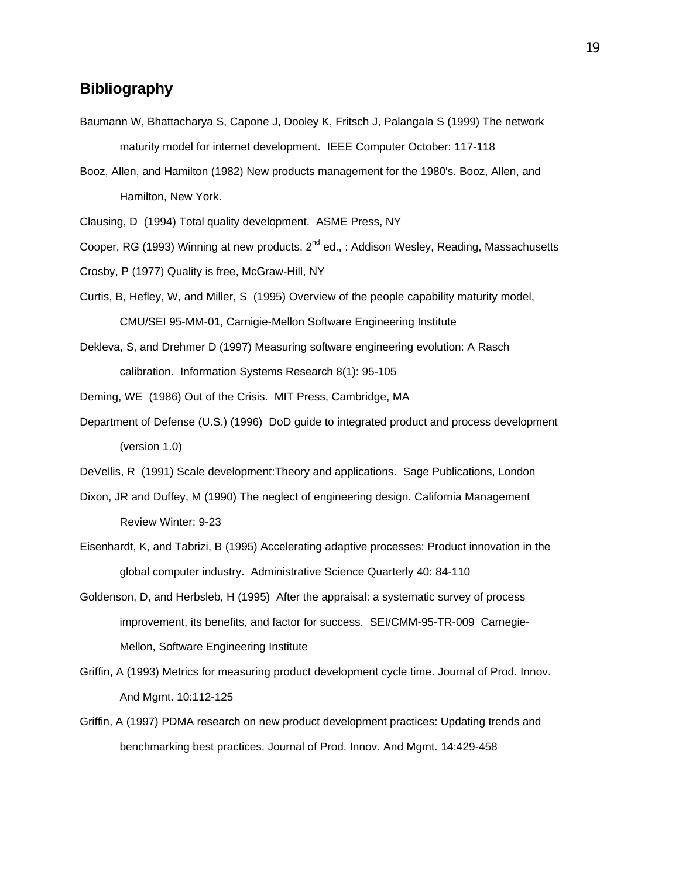## Bibliography

Baumann W, Bhattacharya S, Capone J, Dooley K, Fritsch J, Palangala S (1999) The network maturity model for internet development. IEEE Computer October: 117-118

Booz, Allen, and Hamilton (1982) New products management for the 1980's. Booz, Allen, and Hamilton, New York.

Clausing, D (1994) Total quality development. ASME Press, NY

Cooper, RG (1993) Winning at new products, 2nd ed., : Addison Wesley, Reading, Massachusetts

Crosby, P (1977) Quality is free, McGraw-Hill, NY

Curtis, B, Hefley, W, and Miller, S (1995) Overview of the people capability maturity model, CMU/SEI 95-MM-01, Carnigie-Mellon Software Engineering Institute

Dekleva, S, and Drehmer D (1997) Measuring software engineering evolution: A Rasch calibration. Information Systems Research 8(1): 95-105

Deming, WE (1986) Out of the Crisis. MIT Press, Cambridge, MA

Department of Defense (U.S.) (1996) DoD guide to integrated product and process development (version 1.0)

DeVellis, R (1991) Scale development:Theory and applications. Sage Publications, London

Dixon, JR and Duffey, M (1990) The neglect of engineering design. California Management Review Winter: 9-23

Eisenhardt, K, and Tabrizi, B (1995) Accelerating adaptive processes: Product innovation in the global computer industry. Administrative Science Quarterly 40: 84-110

Goldenson, D, and Herbsleb, H (1995) After the appraisal: a systematic survey of process improvement, its benefits, and factor for success. SEI/CMM-95-TR-009 Carnegie-Mellon, Software Engineering Institute

Griffin, A (1993) Metrics for measuring product development cycle time. Journal of Prod. Innov. And Mgmt. 10:112-125

Griffin, A (1997) PDMA research on new product development practices: Updating trends and benchmarking best practices. Journal of Prod. Innov. And Mgmt. 14:429-458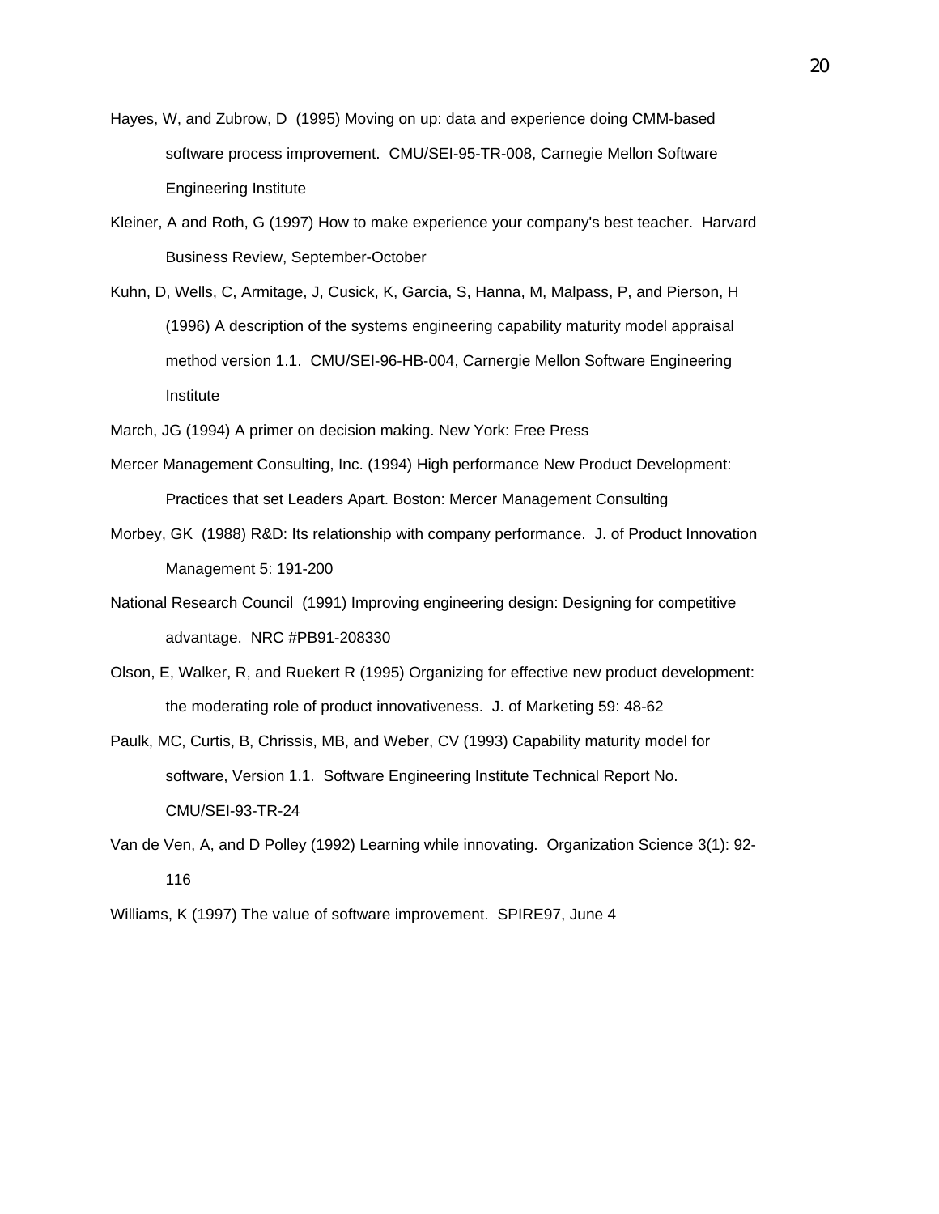Hayes, W, and Zubrow, D (1995) Moving on up: data and experience doing CMM-based software process improvement. CMU/SEI-95-TR-008, Carnegie Mellon Software Engineering Institute

Kleiner, A and Roth, G (1997) How to make experience your company's best teacher. Harvard Business Review, September-October

Kuhn, D, Wells, C, Armitage, J, Cusick, K, Garcia, S, Hanna, M, Malpass, P, and Pierson, H (1996) A description of the systems engineering capability maturity model appraisal method version 1.1. CMU/SEI-96-HB-004, Carnergie Mellon Software Engineering Institute

March, JG (1994) A primer on decision making. New York: Free Press

Mercer Management Consulting, Inc. (1994) High performance New Product Development: Practices that set Leaders Apart. Boston: Mercer Management Consulting

Morbey, GK (1988) R&D: Its relationship with company performance. J. of Product Innovation Management 5: 191-200

National Research Council (1991) Improving engineering design: Designing for competitive advantage. NRC #PB91-208330

Olson, E, Walker, R, and Ruekert R (1995) Organizing for effective new product development: the moderating role of product innovativeness. J. of Marketing 59: 48-62

Paulk, MC, Curtis, B, Chrissis, MB, and Weber, CV (1993) Capability maturity model for software, Version 1.1. Software Engineering Institute Technical Report No. CMU/SEI-93-TR-24

Van de Ven, A, and D Polley (1992) Learning while innovating. Organization Science 3(1): 92-116

Williams, K (1997) The value of software improvement. SPIRE97, June 4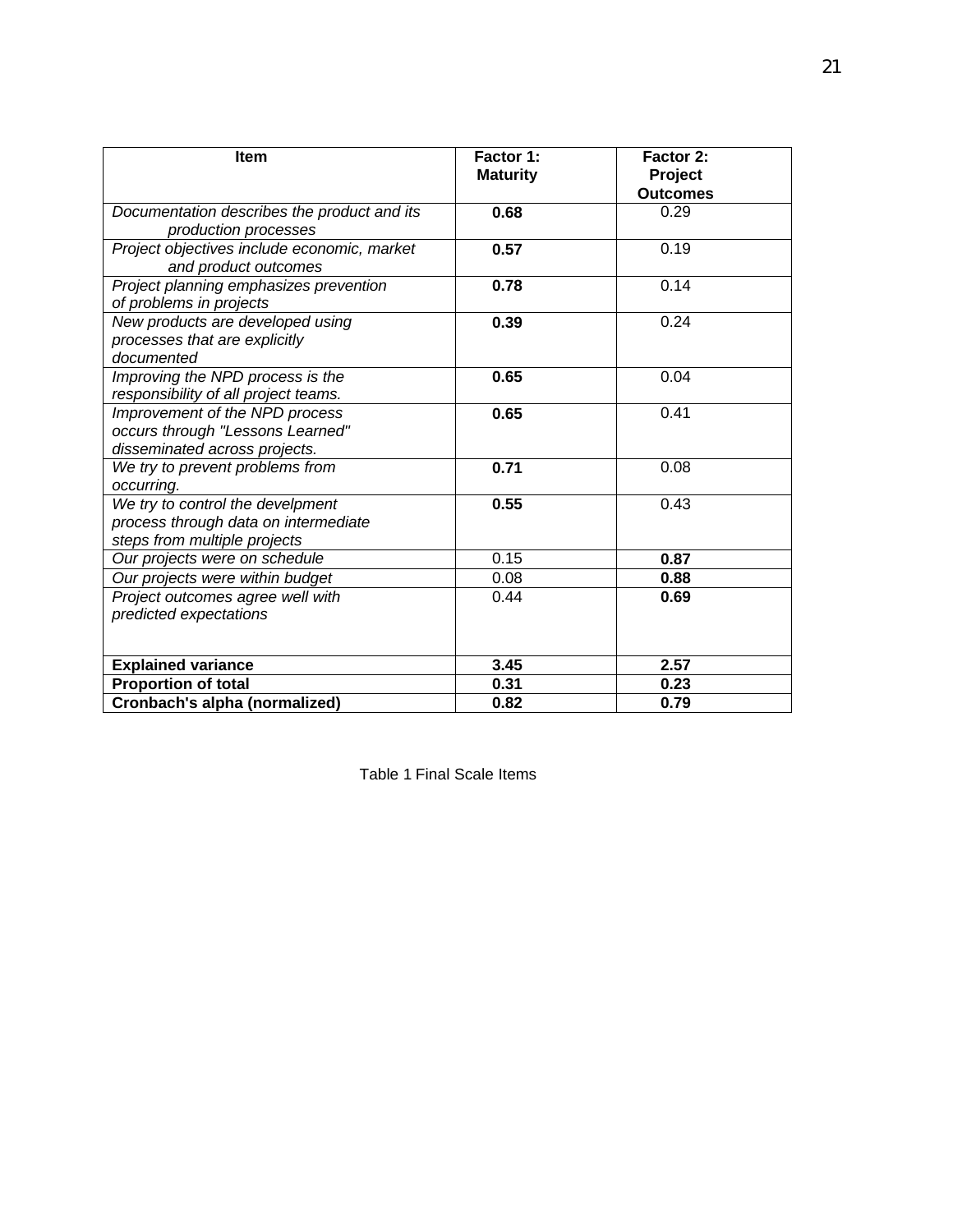| Item | Factor 1: Maturity | Factor 2: Project Outcomes |
|---|---|---|
| *Documentation describes the product and its production processes* | **0.68** | 0.29 |
| *Project objectives include economic, market and product outcomes* | **0.57** | 0.19 |
| *Project planning emphasizes prevention of problems in projects* | **0.78** | 0.14 |
| *New products are developed using processes that are explicitly documented* | **0.39** | 0.24 |
| *Improving the NPD process is the responsibility of all project teams.* | **0.65** | 0.04 |
| *Improvement of the NPD process occurs through "Lessons Learned" disseminated across projects.* | **0.65** | 0.41 |
| *We try to prevent problems from occurring.* | **0.71** | 0.08 |
| *We try to control the develpment process through data on intermediate steps from multiple projects* | **0.55** | 0.43 |
| *Our projects were on schedule* | 0.15 | **0.87** |
| *Our projects were within budget* | 0.08 | **0.88** |
| *Project outcomes agree well with predicted expectations* | 0.44 | **0.69** |
| **Explained variance** | **3.45** | **2.57** |
| **Proportion of total** | **0.31** | **0.23** |
| **Cronbach's alpha (normalized)** | **0.82** | **0.79** |

Table 1 Final Scale Items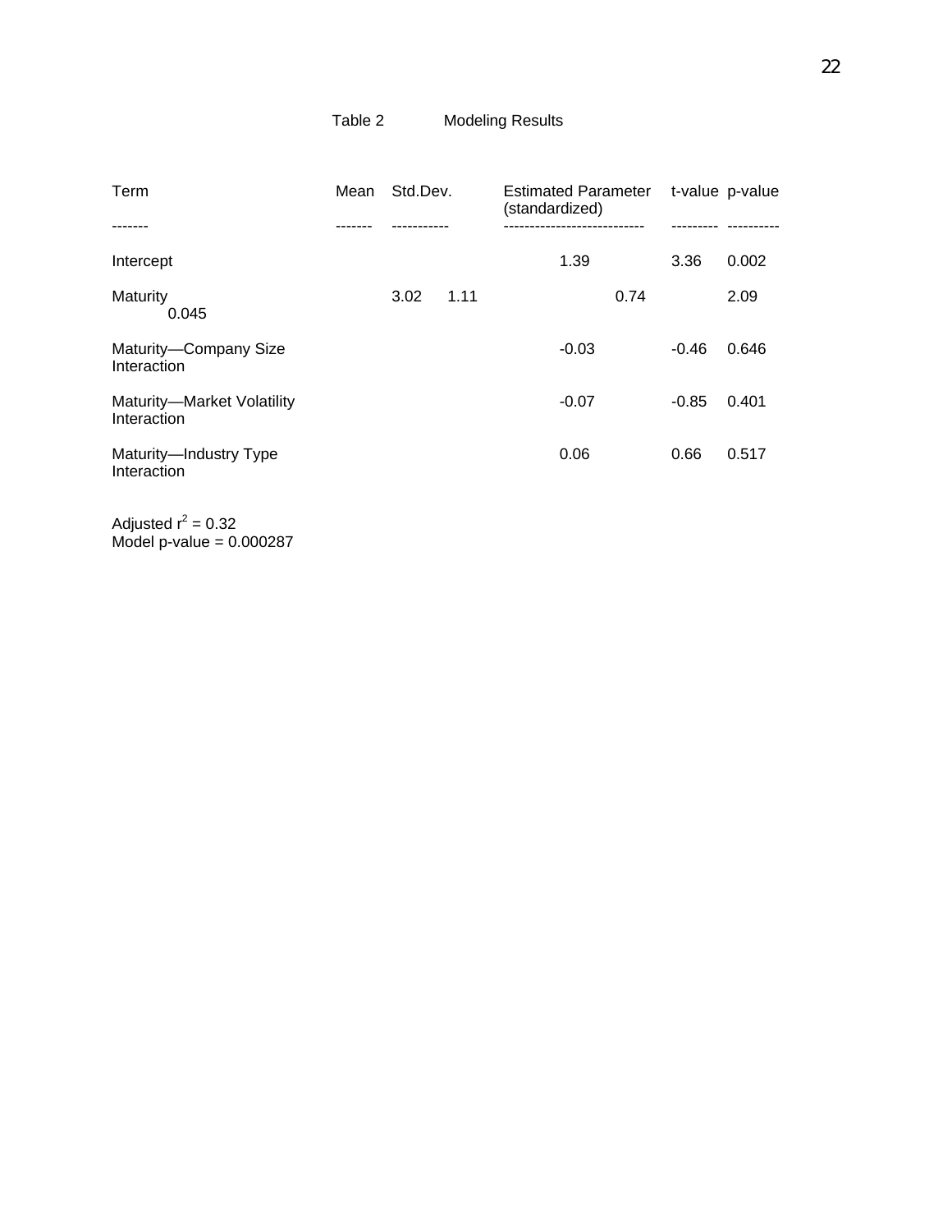Table 2 Modeling Results

| Term | Mean | Std.Dev. | Estimated Parameter (standardized) | t-value | p-value |
|---|---|---|---|---|---|
| ------- | ------- | ----------- | --------------------------- | --------- | ---------- |
| Intercept | | | 1.39 | 3.36 | 0.002 |
| Maturity 0.045 | | 3.02 1.11 | 0.74 | | 2.09 |
| Maturity—Company Size Interaction | | | -0.03 | -0.46 | 0.646 |
| Maturity—Market Volatility Interaction | | | -0.07 | -0.85 | 0.401 |
| Maturity—Industry Type Interaction | | | 0.06 | 0.66 | 0.517 |

Adjusted $r^2 = 0.32$
Model p-value = 0.000287